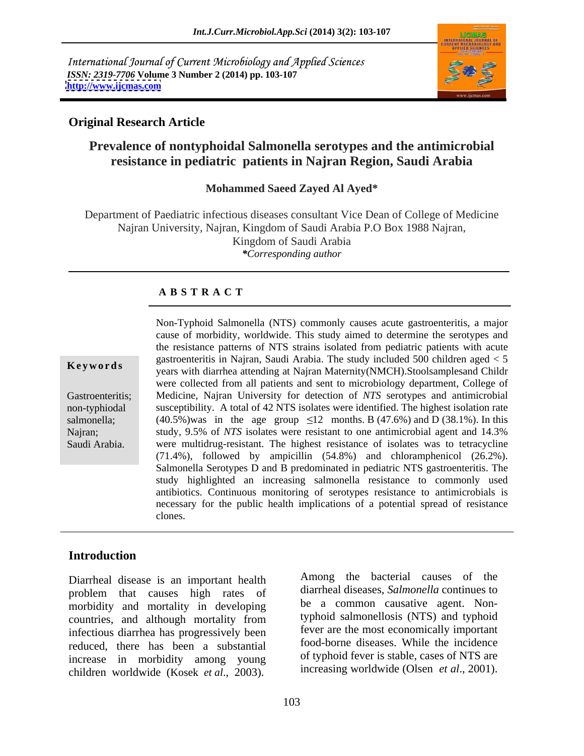International Journal of Current Microbiology and Applied Sciences
*ISSN: 2319-7706* **Volume 3 Number 2 (2014) pp. 103-107**
**http://www.ijcmas.com**

**Original Research Article**

# Prevalence of nontyphoidal Salmonella serotypes and the antimicrobial resistance in pediatric patients in Najran Region, Saudi Arabia

**Mohammed Saeed Zayed Al Ayed***

Department of Paediatric infectious diseases consultant Vice Dean of College of Medicine Najran University, Najran, Kingdom of Saudi Arabia P.O Box 1988 Najran, Kingdom of Saudi Arabia
**Corresponding author*

## A B S T R A C T

**Keywords**

Gastroenteritis; non-typhiodal salmonella; Najran; Saudi Arabia.

Non-Typhoid Salmonella (NTS) commonly causes acute gastroenteritis, a major cause of morbidity, worldwide. This study aimed to determine the serotypes and the resistance patterns of NTS strains isolated from pediatric patients with acute gastroenteritis in Najran, Saudi Arabia. The study included 500 children aged < 5 years with diarrhea attending at Najran Maternity(NMCH).Stoolsamplesand Childr were collected from all patients and sent to microbiology department, College of Medicine, Najran University for detection of *NTS* serotypes and antimicrobial susceptibility. A total of 42 NTS isolates were identified. The highest isolation rate (40.5%)was in the age group ≤12 months. B (47.6%) and D (38.1%). In this study, 9.5% of *NTS* isolates were resistant to one antimicrobial agent and 14.3% were multidrug-resistant. The highest resistance of isolates was to tetracycline (71.4%), followed by ampicillin (54.8%) and chloramphenicol (26.2%). Salmonella Serotypes D and B predominated in pediatric NTS gastroenteritis. The study highlighted an increasing salmonella resistance to commonly used antibiotics. Continuous monitoring of serotypes resistance to antimicrobials is necessary for the public health implications of a potential spread of resistance clones.

## Introduction

Diarrheal disease is an important health problem that causes high rates of morbidity and mortality in developing countries, and although mortality from infectious diarrhea has progressively been reduced, there has been a substantial increase in morbidity among young children worldwide (Kosek *et al*., 2003).

Among the bacterial causes of the diarrheal diseases, *Salmonella* continues to be a common causative agent. Non-typhoid salmonellosis (NTS) and typhoid fever are the most economically important food-borne diseases. While the incidence of typhoid fever is stable, cases of NTS are increasing worldwide (Olsen *et al*., 2001).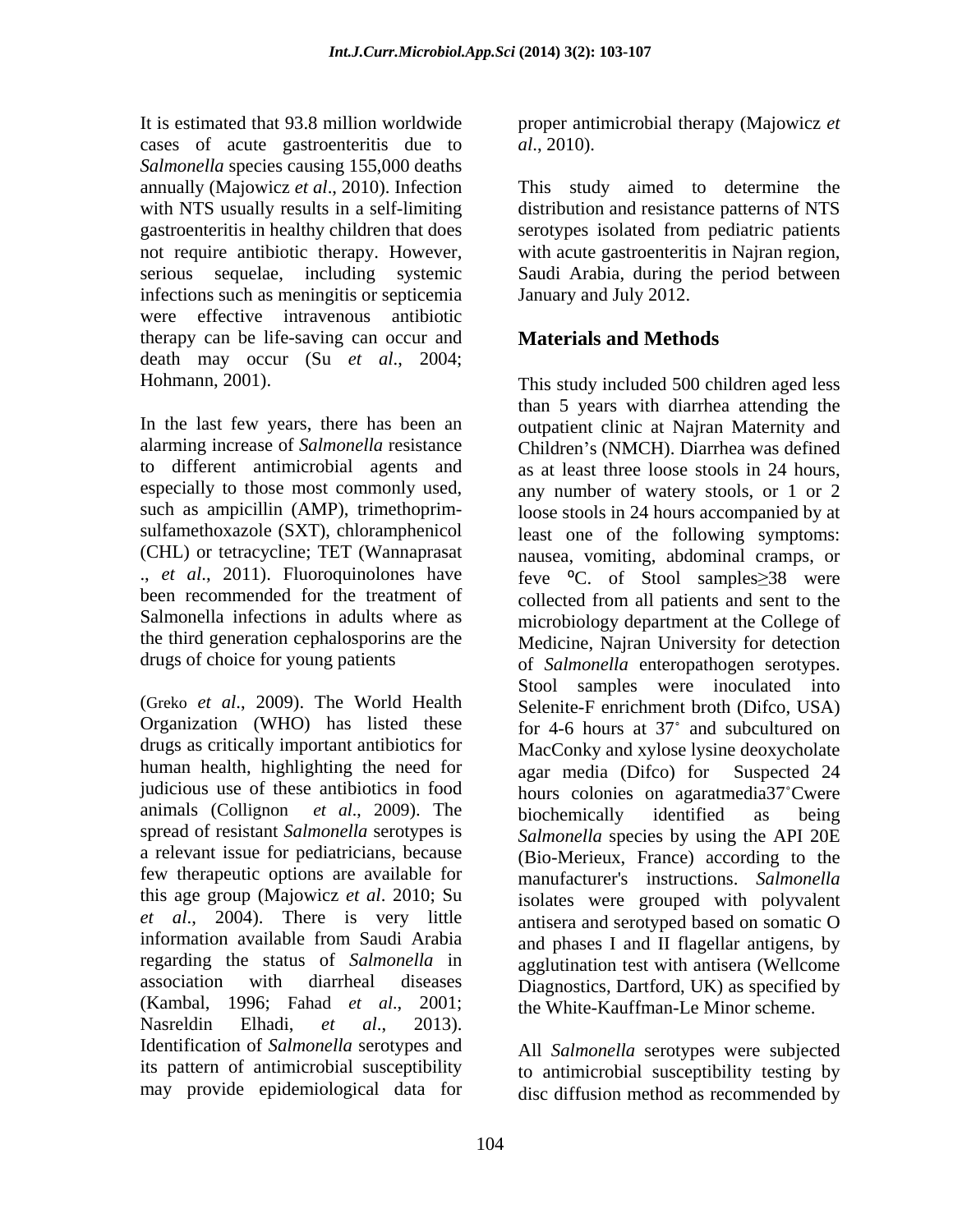It is estimated that 93.8 million worldwide cases of acute gastroenteritis due to *Salmonella* species causing 155,000 deaths annually (Majowicz *et al*., 2010). Infection with NTS usually results in a self-limiting gastroenteritis in healthy children that does not require antibiotic therapy. However, serious sequelae, including systemic infections such as meningitis or septicemia were effective intravenous antibiotic therapy can be life-saving can occur and death may occur (Su *et al*., 2004; Hohmann, 2001).

In the last few years, there has been an alarming increase of *Salmonella* resistance to different antimicrobial agents and especially to those most commonly used, such as ampicillin (AMP), trimethoprim-sulfamethoxazole (SXT), chloramphenicol (CHL) or tetracycline; TET (Wannaprasat ., *et al*., 2011). Fluoroquinolones have been recommended for the treatment of Salmonella infections in adults where as the third generation cephalosporins are the drugs of choice for young patients

(Greko *et al*., 2009). The World Health Organization (WHO) has listed these drugs as critically important antibiotics for human health, highlighting the need for judicious use of these antibiotics in food animals (Collignon *et al*., 2009). The spread of resistant *Salmonella* serotypes is a relevant issue for pediatricians, because few therapeutic options are available for this age group (Majowicz *et al*. 2010; Su *et al*., 2004). There is very little information available from Saudi Arabia regarding the status of *Salmonella* in association with diarrheal diseases (Kambal, 1996; Fahad *et al*., 2001; Nasreldin Elhadi, *et al*., 2013). Identification of *Salmonella* serotypes and its pattern of antimicrobial susceptibility may provide epidemiological data for proper antimicrobial therapy (Majowicz *et al*., 2010).

This study aimed to determine the distribution and resistance patterns of NTS serotypes isolated from pediatric patients with acute gastroenteritis in Najran region, Saudi Arabia, during the period between January and July 2012.

## Materials and Methods

This study included 500 children aged less than 5 years with diarrhea attending the outpatient clinic at Najran Maternity and Children's (NMCH). Diarrhea was defined as at least three loose stools in 24 hours, any number of watery stools, or 1 or 2 loose stools in 24 hours accompanied by at least one of the following symptoms: nausea, vomiting, abdominal cramps, or feve ºC. of Stool samples≥38 were collected from all patients and sent to the microbiology department at the College of Medicine, Najran University for detection of *Salmonella* enteropathogen serotypes. Stool samples were inoculated into Selenite-F enrichment broth (Difco, USA) for 4-6 hours at 37˚ and subcultured on MacConky and xylose lysine deoxycholate agar media (Difco) for Suspected 24 hours colonies on agaratmedia37˚Cwere biochemically identified as being *Salmonella* species by using the API 20E (Bio-Merieux, France) according to the manufacturer's instructions. *Salmonella* isolates were grouped with polyvalent antisera and serotyped based on somatic O and phases I and II flagellar antigens, by agglutination test with antisera (Wellcome Diagnostics, Dartford, UK) as specified by the White-Kauffman-Le Minor scheme.

All *Salmonella* serotypes were subjected to antimicrobial susceptibility testing by disc diffusion method as recommended by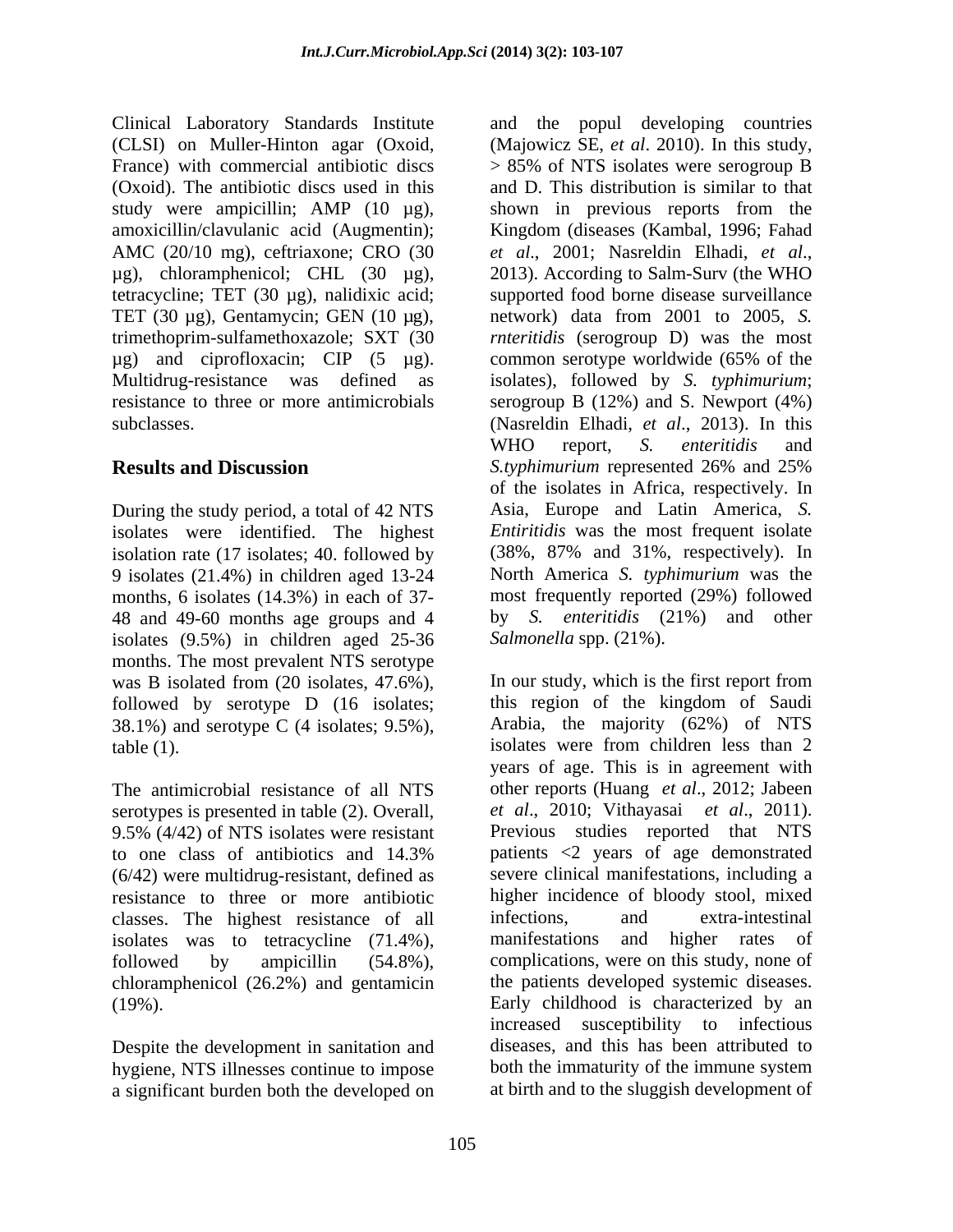Clinical Laboratory Standards Institute (CLSI) on Muller-Hinton agar (Oxoid, France) with commercial antibiotic discs (Oxoid). The antibiotic discs used in this study were ampicillin; AMP (10 µg), amoxicillin/clavulanic acid (Augmentin); AMC (20/10 mg), ceftriaxone; CRO (30 µg), chloramphenicol; CHL (30 µg), tetracycline; TET (30 µg), nalidixic acid; TET (30 µg), Gentamycin; GEN (10 µg), trimethoprim-sulfamethoxazole; SXT (30 µg) and ciprofloxacin; CIP (5 µg). Multidrug-resistance was defined as resistance to three or more antimicrobials subclasses.

## Results and Discussion

During the study period, a total of 42 NTS isolates were identified. The highest isolation rate (17 isolates; 40. followed by 9 isolates (21.4%) in children aged 13-24 months, 6 isolates (14.3%) in each of 37-48 and 49-60 months age groups and 4 isolates (9.5%) in children aged 25-36 months. The most prevalent NTS serotype was B isolated from (20 isolates, 47.6%), followed by serotype D (16 isolates; 38.1%) and serotype C (4 isolates; 9.5%), table (1).

The antimicrobial resistance of all NTS serotypes is presented in table (2). Overall, 9.5% (4/42) of NTS isolates were resistant to one class of antibiotics and 14.3% (6/42) were multidrug-resistant, defined as resistance to three or more antibiotic classes. The highest resistance of all isolates was to tetracycline (71.4%), followed by ampicillin (54.8%), chloramphenicol (26.2%) and gentamicin (19%).

Despite the development in sanitation and hygiene, NTS illnesses continue to impose a significant burden both the developed on and the popul developing countries (Majowicz SE, *et al*. 2010). In this study, > 85% of NTS isolates were serogroup B and D. This distribution is similar to that shown in previous reports from the Kingdom (diseases (Kambal, 1996; Fahad *et al*., 2001; Nasreldin Elhadi, *et al*., 2013). According to Salm-Surv (the WHO supported food borne disease surveillance network) data from 2001 to 2005, *S. rnteritidis* (serogroup D) was the most common serotype worldwide (65% of the isolates), followed by *S. typhimurium*; serogroup B (12%) and S. Newport (4%) (Nasreldin Elhadi, *et al*., 2013). In this WHO report, *S. enteritidis* and *S.typhimurium* represented 26% and 25% of the isolates in Africa, respectively. In Asia, Europe and Latin America, *S. Entiritidis* was the most frequent isolate (38%, 87% and 31%, respectively). In North America *S. typhimurium* was the most frequently reported (29%) followed by *S. enteritidis* (21%) and other *Salmonella* spp. (21%).

In our study, which is the first report from this region of the kingdom of Saudi Arabia, the majority (62%) of NTS isolates were from children less than 2 years of age. This is in agreement with other reports (Huang *et al*., 2012; Jabeen *et al*., 2010; Vithayasai *et al*., 2011). Previous studies reported that NTS patients <2 years of age demonstrated severe clinical manifestations, including a higher incidence of bloody stool, mixed infections, and extra-intestinal manifestations and higher rates of complications, were on this study, none of the patients developed systemic diseases. Early childhood is characterized by an increased susceptibility to infectious diseases, and this has been attributed to both the immaturity of the immune system at birth and to the sluggish development of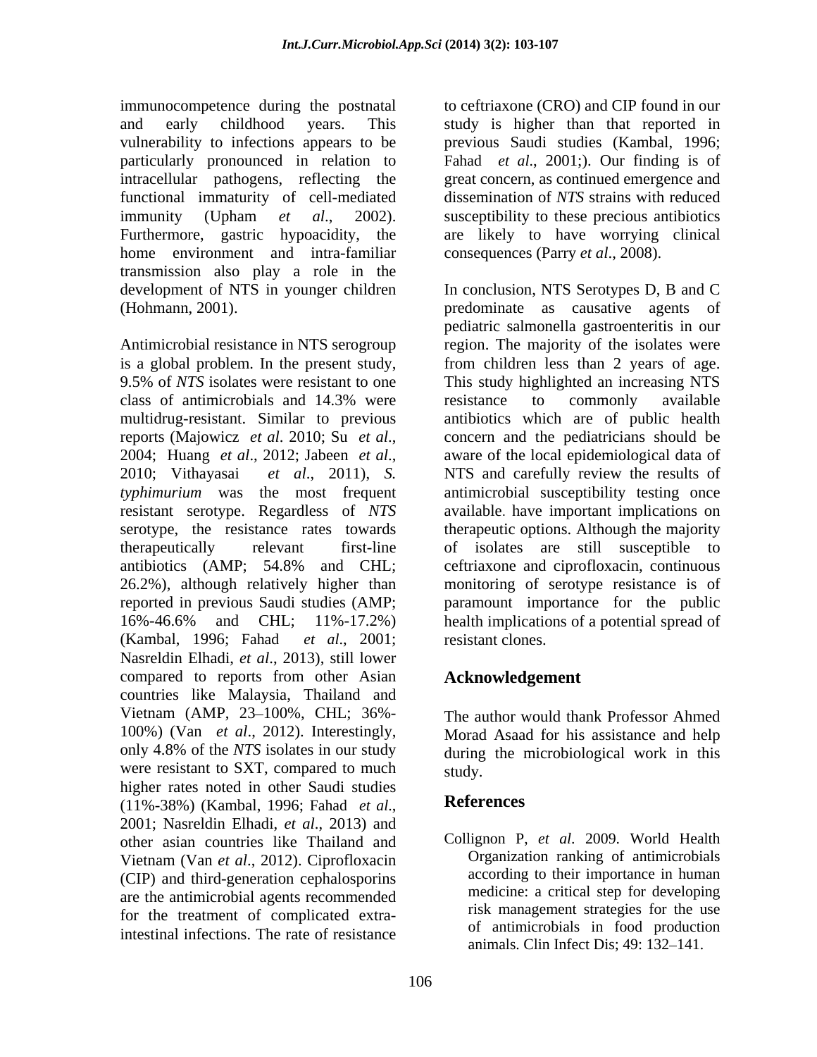immunocompetence during the postnatal and early childhood years. This vulnerability to infections appears to be particularly pronounced in relation to intracellular pathogens, reflecting the functional immaturity of cell-mediated immunity (Upham *et al*., 2002). Furthermore, gastric hypoacidity, the home environment and intra-familiar transmission also play a role in the development of NTS in younger children (Hohmann, 2001).

Antimicrobial resistance in NTS serogroup is a global problem. In the present study, 9.5% of *NTS* isolates were resistant to one class of antimicrobials and 14.3% were multidrug-resistant. Similar to previous reports (Majowicz *et al*. 2010; Su *et al*., 2004; Huang *et al*., 2012; Jabeen *et al*., 2010; Vithayasai *et al*., 2011), *S. typhimurium* was the most frequent resistant serotype. Regardless of *NTS* serotype, the resistance rates towards therapeutically relevant first-line antibiotics (AMP; 54.8% and CHL; 26.2%), although relatively higher than reported in previous Saudi studies (AMP; 16%-46.6% and CHL; 11%-17.2%) (Kambal, 1996; Fahad *et al*., 2001; Nasreldin Elhadi, *et al*., 2013), still lower compared to reports from other Asian countries like Malaysia, Thailand and Vietnam (AMP, 23–100%, CHL; 36%-100%) (Van *et al*., 2012). Interestingly, only 4.8% of the *NTS* isolates in our study were resistant to SXT, compared to much higher rates noted in other Saudi studies (11%-38%) (Kambal, 1996; Fahad *et al*., 2001; Nasreldin Elhadi, *et al*., 2013) and other asian countries like Thailand and Vietnam (Van *et al*., 2012). Ciprofloxacin (CIP) and third-generation cephalosporins are the antimicrobial agents recommended for the treatment of complicated extra-intestinal infections. The rate of resistance to ceftriaxone (CRO) and CIP found in our study is higher than that reported in previous Saudi studies (Kambal, 1996; Fahad *et al*., 2001;). Our finding is of great concern, as continued emergence and dissemination of *NTS* strains with reduced susceptibility to these precious antibiotics are likely to have worrying clinical consequences (Parry *et al*., 2008).

In conclusion, NTS Serotypes D, B and C predominate as causative agents of pediatric salmonella gastroenteritis in our region. The majority of the isolates were from children less than 2 years of age. This study highlighted an increasing NTS resistance to commonly available antibiotics which are of public health concern and the pediatricians should be aware of the local epidemiological data of NTS and carefully review the results of antimicrobial susceptibility testing once available. have important implications on therapeutic options. Although the majority of isolates are still susceptible to ceftriaxone and ciprofloxacin, continuous monitoring of serotype resistance is of paramount importance for the public health implications of a potential spread of resistant clones.

## Acknowledgement

The author would thank Professor Ahmed Morad Asaad for his assistance and help during the microbiological work in this study.

## References

Collignon P, *et al*. 2009. World Health Organization ranking of antimicrobials according to their importance in human medicine: a critical step for developing risk management strategies for the use of antimicrobials in food production animals. Clin Infect Dis; 49: 132–141.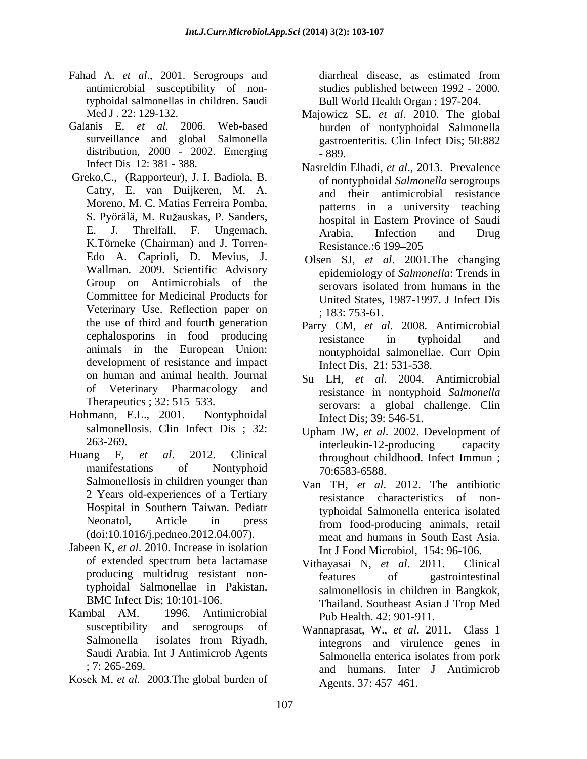Fahad A. *et al*., 2001. Serogroups and antimicrobial susceptibility of non-typhoidal salmonellas in children. Saudi Med J . 22: 129-132.

Galanis E, *et al*. 2006. Web-based surveillance and global Salmonella distribution, 2000 - 2002. Emerging Infect Dis 12: 381 - 388.

Greko,C., (Rapporteur), J. I. Badiola, B. Catry, E. van Duijkeren, M. A. Moreno, M. C. Matias Ferreira Pomba, S. Pyörälä, M. Ružauskas, P. Sanders, E. J. Threlfall, F. Ungemach, K.Törneke (Chairman) and J. Torren-Edo A. Caprioli, D. Mevius, J. Wallman. 2009. Scientific Advisory Group on Antimicrobials of the Committee for Medicinal Products for Veterinary Use. Reflection paper on the use of third and fourth generation cephalosporins in food producing animals in the European Union: development of resistance and impact on human and animal health. Journal of Veterinary Pharmacology and Therapeutics ; 32: 515–533.

Hohmann, E.L., 2001. Nontyphoidal salmonellosis. Clin Infect Dis ; 32: 263-269.

Huang F, *et al*. 2012. Clinical manifestations of Nontyphoid Salmonellosis in children younger than 2 Years old-experiences of a Tertiary Hospital in Southern Taiwan. Pediatr Neonatol, Article in press (doi:10.1016/j.pedneo.2012.04.007).

Jabeen K, *et al*. 2010. Increase in isolation of extended spectrum beta lactamase producing multidrug resistant non-typhoidal Salmonellae in Pakistan. BMC Infect Dis; 10:101-106.

Kambal AM. 1996. Antimicrobial susceptibility and serogroups of Salmonella isolates from Riyadh, Saudi Arabia. Int J Antimicrob Agents ; 7: 265-269.

Kosek M, *et al*. 2003.The global burden of diarrheal disease, as estimated from studies published between 1992 - 2000. Bull World Health Organ ; 197-204.

Majowicz SE, *et al*. 2010. The global burden of nontyphoidal Salmonella gastroenteritis. Clin Infect Dis; 50:882 - 889.

Nasreldin Elhadi, *et al*., 2013. Prevalence of nontyphoidal *Salmonella* serogroups and their antimicrobial resistance patterns in a university teaching hospital in Eastern Province of Saudi Arabia, Infection and Drug Resistance.:6 199–205

Olsen SJ, *et al*. 2001.The changing epidemiology of *Salmonella*: Trends in serovars isolated from humans in the United States, 1987-1997. J Infect Dis ; 183: 753-61.

Parry CM, *et al*. 2008. Antimicrobial resistance in typhoidal and nontyphoidal salmonellae. Curr Opin Infect Dis, 21: 531-538.

Su LH, *et al*. 2004. Antimicrobial resistance in nontyphoid *Salmonella* serovars: a global challenge. Clin Infect Dis; 39: 546-51.

Upham JW, *et al*. 2002. Development of interleukin-12-producing capacity throughout childhood. Infect Immun ; 70:6583-6588.

Van TH, *et al*. 2012. The antibiotic resistance characteristics of non-typhoidal Salmonella enterica isolated from food-producing animals, retail meat and humans in South East Asia. Int J Food Microbiol, 154: 96-106.

Vithayasai N, *et al*. 2011. Clinical features of gastrointestinal salmonellosis in children in Bangkok, Thailand. Southeast Asian J Trop Med Pub Health. 42: 901-911.

Wannaprasat, W., *et al*. 2011. Class 1 integrons and virulence genes in Salmonella enterica isolates from pork and humans. Inter J Antimicrob Agents. 37: 457–461.